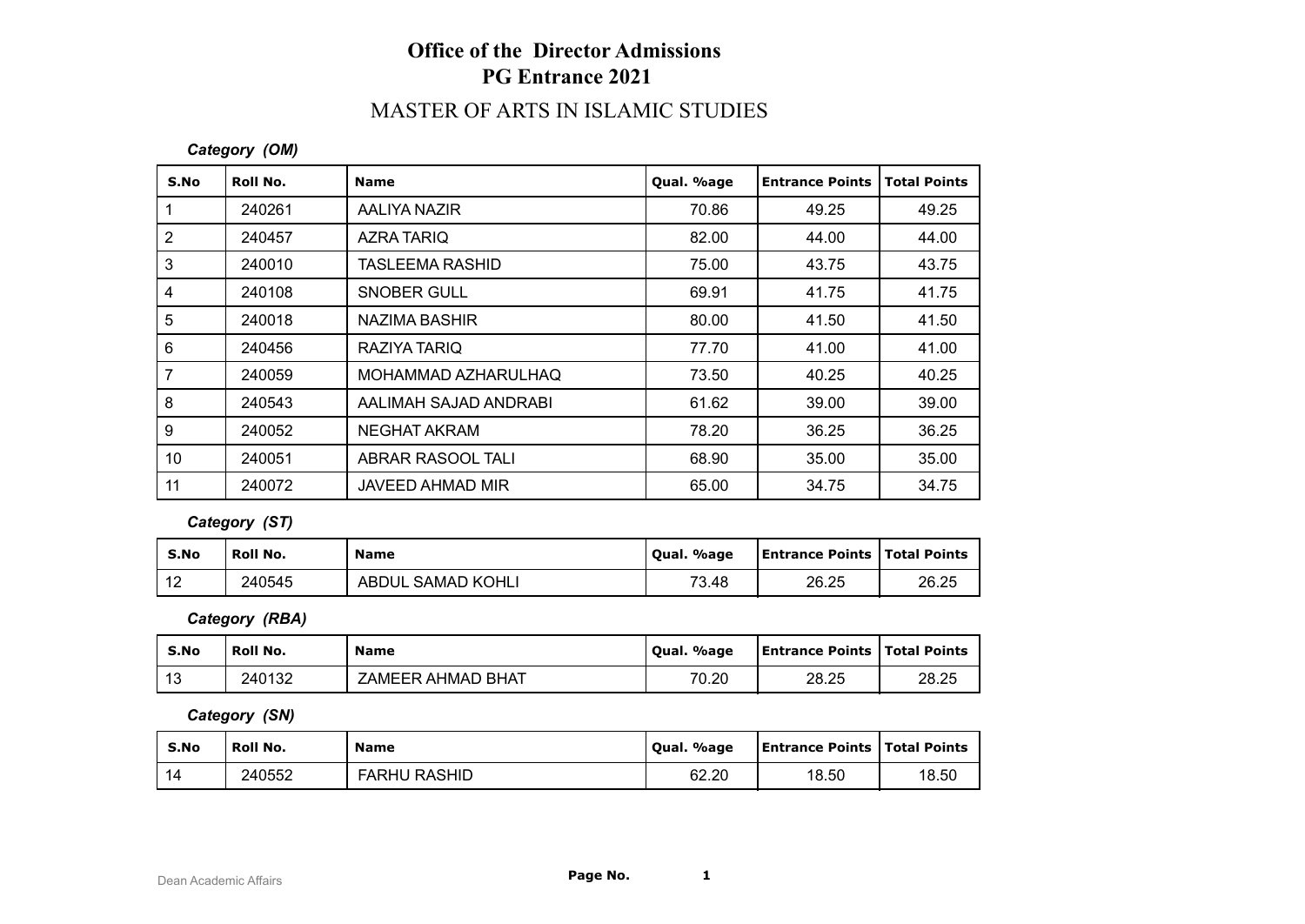# Office of the Director Admissions
## PG Entrance 2021

## MASTER OF ARTS IN ISLAMIC STUDIES

***Category (OM)***

| S.No | Roll No. | Name | Qual. %age | Entrance Points | Total Points |
|---|---|---|---|---|---|
| 1 | 240261 | AALIYA NAZIR | 70.86 | 49.25 | 49.25 |
| 2 | 240457 | AZRA TARIQ | 82.00 | 44.00 | 44.00 |
| 3 | 240010 | TASLEEMA RASHID | 75.00 | 43.75 | 43.75 |
| 4 | 240108 | SNOBER GULL | 69.91 | 41.75 | 41.75 |
| 5 | 240018 | NAZIMA BASHIR | 80.00 | 41.50 | 41.50 |
| 6 | 240456 | RAZIYA TARIQ | 77.70 | 41.00 | 41.00 |
| 7 | 240059 | MOHAMMAD AZHARULHAQ | 73.50 | 40.25 | 40.25 |
| 8 | 240543 | AALIMAH SAJAD ANDRABI | 61.62 | 39.00 | 39.00 |
| 9 | 240052 | NEGHAT AKRAM | 78.20 | 36.25 | 36.25 |
| 10 | 240051 | ABRAR RASOOL TALI | 68.90 | 35.00 | 35.00 |
| 11 | 240072 | JAVEED AHMAD MIR | 65.00 | 34.75 | 34.75 |

***Category (ST)***

| S.No | Roll No. | Name | Qual. %age | Entrance Points | Total Points |
|---|---|---|---|---|---|
| 12 | 240545 | ABDUL SAMAD KOHLI | 73.48 | 26.25 | 26.25 |

***Category (RBA)***

| S.No | Roll No. | Name | Qual. %age | Entrance Points | Total Points |
|---|---|---|---|---|---|
| 13 | 240132 | ZAMEER AHMAD BHAT | 70.20 | 28.25 | 28.25 |

***Category (SN)***

| S.No | Roll No. | Name | Qual. %age | Entrance Points | Total Points |
|---|---|---|---|---|---|
| 14 | 240552 | FARHU RASHID | 62.20 | 18.50 | 18.50 |

Dean Academic Affairs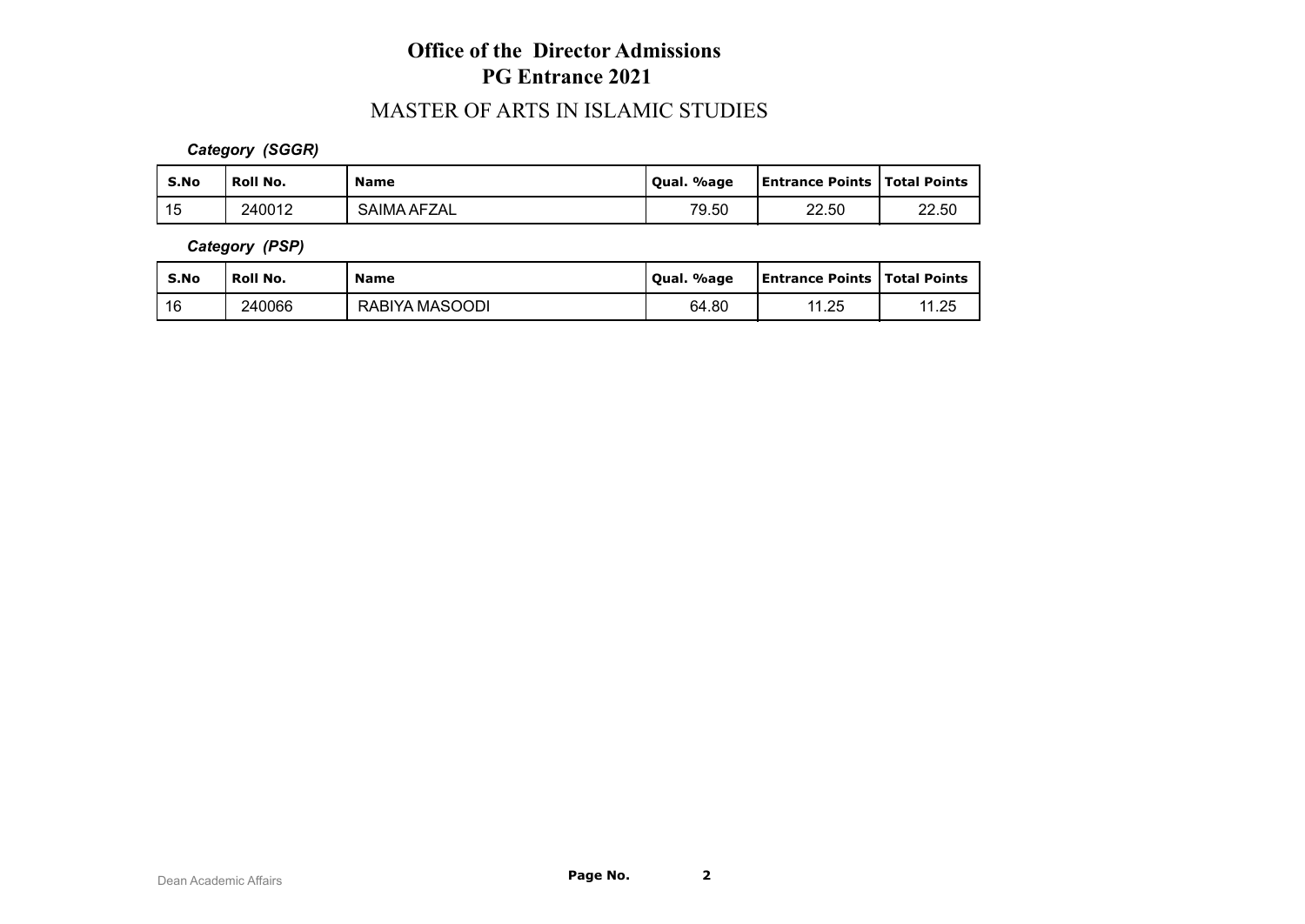# Office of the Director Admissions
## PG Entrance 2021

## MASTER OF ARTS IN ISLAMIC STUDIES

***Category (SGGR)***

| S.No | Roll No. | Name | Qual. %age | Entrance Points | Total Points |
|---|---|---|---|---|---|
| 15 | 240012 | SAIMA AFZAL | 79.50 | 22.50 | 22.50 |

***Category (PSP)***

| S.No | Roll No. | Name | Qual. %age | Entrance Points | Total Points |
|---|---|---|---|---|---|
| 16 | 240066 | RABIYA MASOODI | 64.80 | 11.25 | 11.25 |

Dean Academic Affairs